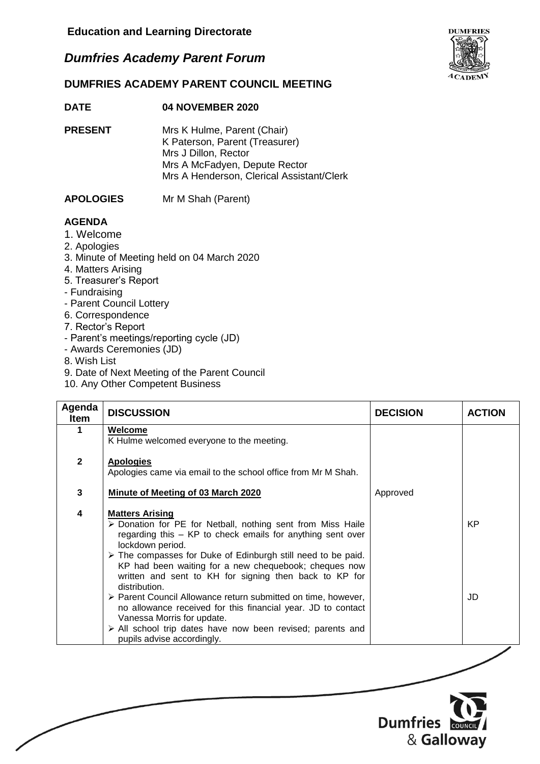**Education and Learning Directorate**

## *Dumfries Academy Parent Forum*

### DUMFRIES ACADEMY PARENT COUNCIL MEETING

**DATE** **04 NOVEMBER 2020**

**PRESENT**
Mrs K Hulme, Parent (Chair)
K Paterson, Parent (Treasurer)
Mrs J Dillon, Rector
Mrs A McFadyen, Depute Rector
Mrs A Henderson, Clerical Assistant/Clerk

**APOLOGIES** Mr M Shah (Parent)

**AGENDA**

1. Welcome
2. Apologies
3. Minute of Meeting held on 04 March 2020
4. Matters Arising
5. Treasurer's Report
- Fundraising
- Parent Council Lottery
6. Correspondence
7. Rector's Report
- Parent's meetings/reporting cycle (JD)
- Awards Ceremonies (JD)
8. Wish List
9. Date of Next Meeting of the Parent Council
10. Any Other Competent Business

| Agenda Item | DISCUSSION | DECISION | ACTION |
|---|---|---|---|
| 1 | **Welcome**<br>K Hulme welcomed everyone to the meeting. | | |
| 2 | **Apologies**<br>Apologies came via email to the school office from Mr M Shah. | | |
| 3 | **Minute of Meeting of 03 March 2020** | Approved | |
| 4 | **Matters Arising** | | |
| | ➢ Donation for PE for Netball, nothing sent from Miss Haile regarding this – KP to check emails for anything sent over lockdown period. | | KP |
| | ➢ The compasses for Duke of Edinburgh still need to be paid. KP had been waiting for a new chequebook; cheques now written and sent to KH for signing then back to KP for distribution. | | |
| | ➢ Parent Council Allowance return submitted on time, however, no allowance received for this financial year. JD to contact Vanessa Morris for update. | | JD |
| | ➢ All school trip dates have now been revised; parents and pupils advise accordingly. | | |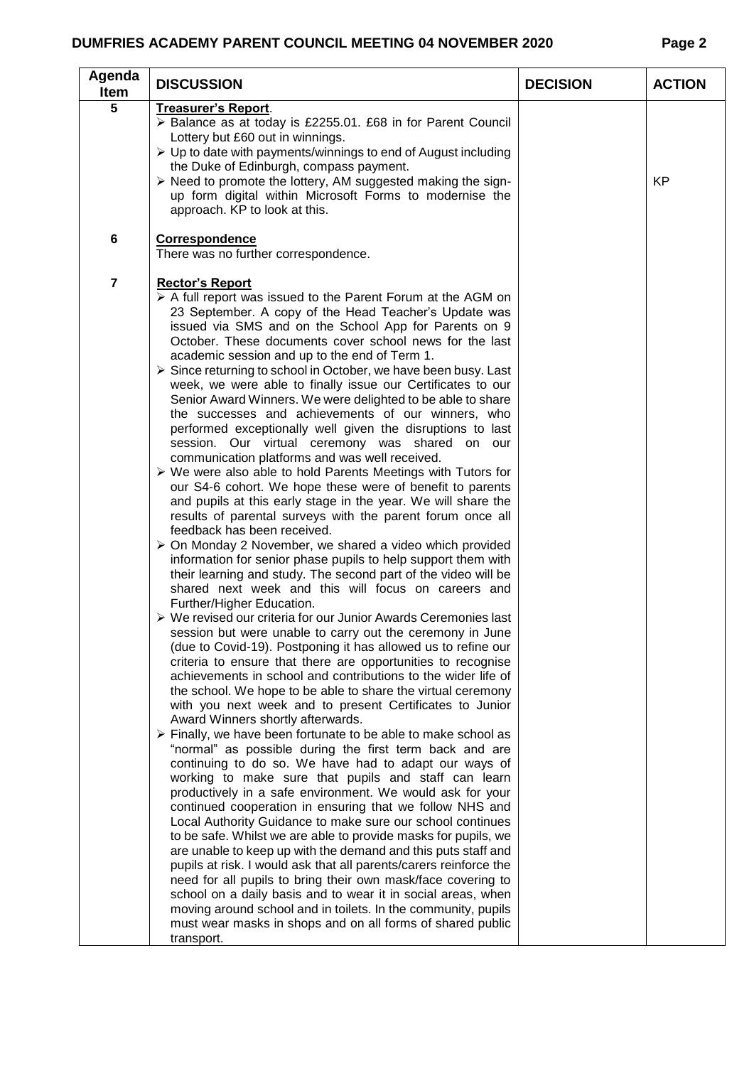| Agenda Item | DISCUSSION | DECISION | ACTION |
|---|---|---|---|
| 5 | **Treasurer's Report**.<br>➢ Balance as at today is £2255.01. £68 in for Parent Council Lottery but £60 out in winnings.<br>➢ Up to date with payments/winnings to end of August including the Duke of Edinburgh, compass payment.<br>➢ Need to promote the lottery, AM suggested making the sign-up form digital within Microsoft Forms to modernise the approach. KP to look at this. | | KP |
| 6 | **Correspondence**<br>There was no further correspondence. | | |
| 7 | **Rector's Report**<br>➢ A full report was issued to the Parent Forum at the AGM on 23 September. A copy of the Head Teacher's Update was issued via SMS and on the School App for Parents on 9 October. These documents cover school news for the last academic session and up to the end of Term 1.<br>➢ Since returning to school in October, we have been busy. Last week, we were able to finally issue our Certificates to our Senior Award Winners. We were delighted to be able to share the successes and achievements of our winners, who performed exceptionally well given the disruptions to last session. Our virtual ceremony was shared on our communication platforms and was well received.<br>➢ We were also able to hold Parents Meetings with Tutors for our S4-6 cohort. We hope these were of benefit to parents and pupils at this early stage in the year. We will share the results of parental surveys with the parent forum once all feedback has been received.<br>➢ On Monday 2 November, we shared a video which provided information for senior phase pupils to help support them with their learning and study. The second part of the video will be shared next week and this will focus on careers and Further/Higher Education.<br>➢ We revised our criteria for our Junior Awards Ceremonies last session but were unable to carry out the ceremony in June (due to Covid-19). Postponing it has allowed us to refine our criteria to ensure that there are opportunities to recognise achievements in school and contributions to the wider life of the school. We hope to be able to share the virtual ceremony with you next week and to present Certificates to Junior Award Winners shortly afterwards.<br>➢ Finally, we have been fortunate to be able to make school as "normal" as possible during the first term back and are continuing to do so. We have had to adapt our ways of working to make sure that pupils and staff can learn productively in a safe environment. We would ask for your continued cooperation in ensuring that we follow NHS and Local Authority Guidance to make sure our school continues to be safe. Whilst we are able to provide masks for pupils, we are unable to keep up with the demand and this puts staff and pupils at risk. I would ask that all parents/carers reinforce the need for all pupils to bring their own mask/face covering to school on a daily basis and to wear it in social areas, when moving around school and in toilets. In the community, pupils must wear masks in shops and on all forms of shared public transport. | | |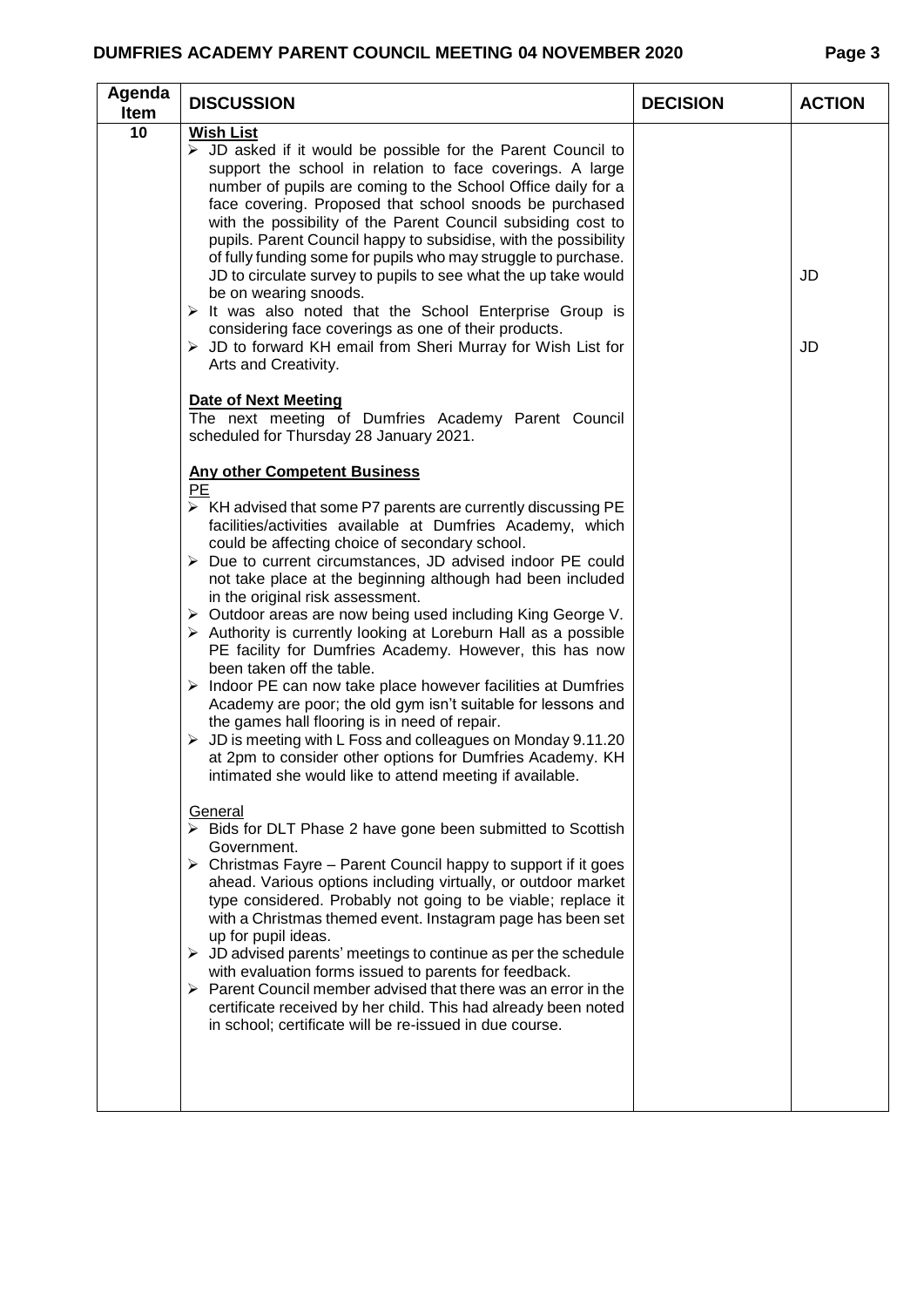| Agenda Item | DISCUSSION | DECISION | ACTION |
|---|---|---|---|
| 10 | **Wish List**<br>➢ JD asked if it would be possible for the Parent Council to support the school in relation to face coverings. A large number of pupils are coming to the School Office daily for a face covering. Proposed that school snoods be purchased with the possibility of the Parent Council subsiding cost to pupils. Parent Council happy to subsidise, with the possibility of fully funding some for pupils who may struggle to purchase. JD to circulate survey to pupils to see what the up take would be on wearing snoods.<br>➢ It was also noted that the School Enterprise Group is considering face coverings as one of their products.<br>➢ JD to forward KH email from Sheri Murray for Wish List for Arts and Creativity.<br><br>**Date of Next Meeting**<br>The next meeting of Dumfries Academy Parent Council scheduled for Thursday 28 January 2021.<br><br>**Any other Competent Business**<br>PE<br>➢ KH advised that some P7 parents are currently discussing PE facilities/activities available at Dumfries Academy, which could be affecting choice of secondary school.<br>➢ Due to current circumstances, JD advised indoor PE could not take place at the beginning although had been included in the original risk assessment.<br>➢ Outdoor areas are now being used including King George V.<br>➢ Authority is currently looking at Loreburn Hall as a possible PE facility for Dumfries Academy. However, this has now been taken off the table.<br>➢ Indoor PE can now take place however facilities at Dumfries Academy are poor; the old gym isn't suitable for lessons and the games hall flooring is in need of repair.<br>➢ JD is meeting with L Foss and colleagues on Monday 9.11.20 at 2pm to consider other options for Dumfries Academy. KH intimated she would like to attend meeting if available.<br><br>General<br>➢ Bids for DLT Phase 2 have gone been submitted to Scottish Government.<br>➢ Christmas Fayre – Parent Council happy to support if it goes ahead. Various options including virtually, or outdoor market type considered. Probably not going to be viable; replace it with a Christmas themed event. Instagram page has been set up for pupil ideas.<br>➢ JD advised parents' meetings to continue as per the schedule with evaluation forms issued to parents for feedback.<br>➢ Parent Council member advised that there was an error in the certificate received by her child. This had already been noted in school; certificate will be re-issued in due course. | | JD<br><br>JD |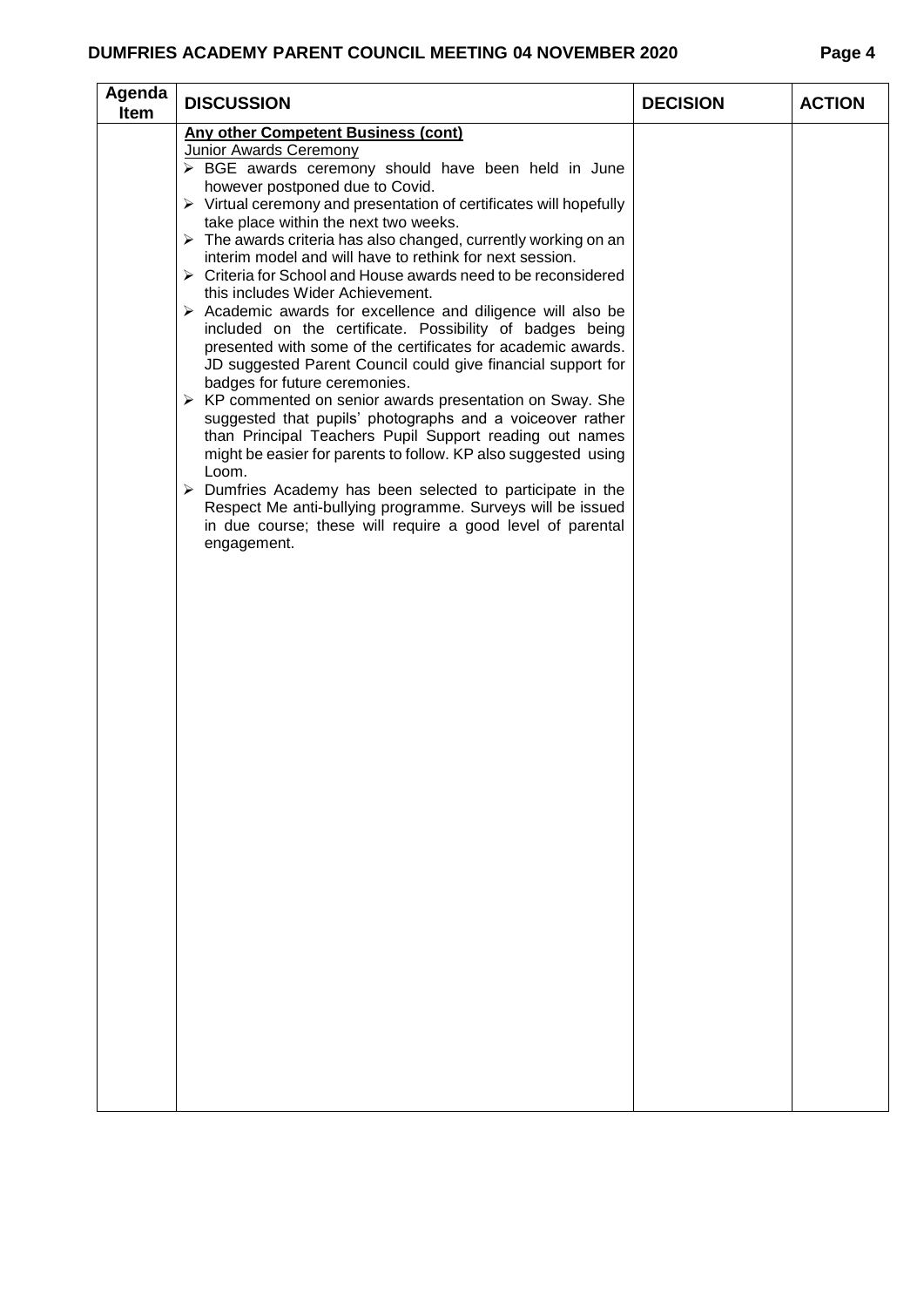| Agenda Item | DISCUSSION | DECISION | ACTION |
|---|---|---|---|
| | **Any other Competent Business (cont)**<br>Junior Awards Ceremony<br>➢ BGE awards ceremony should have been held in June however postponed due to Covid.<br>➢ Virtual ceremony and presentation of certificates will hopefully take place within the next two weeks.<br>➢ The awards criteria has also changed, currently working on an interim model and will have to rethink for next session.<br>➢ Criteria for School and House awards need to be reconsidered this includes Wider Achievement.<br>➢ Academic awards for excellence and diligence will also be included on the certificate. Possibility of badges being presented with some of the certificates for academic awards. JD suggested Parent Council could give financial support for badges for future ceremonies.<br>➢ KP commented on senior awards presentation on Sway. She suggested that pupils' photographs and a voiceover rather than Principal Teachers Pupil Support reading out names might be easier for parents to follow. KP also suggested using Loom.<br>➢ Dumfries Academy has been selected to participate in the Respect Me anti-bullying programme. Surveys will be issued in due course; these will require a good level of parental engagement. | | |